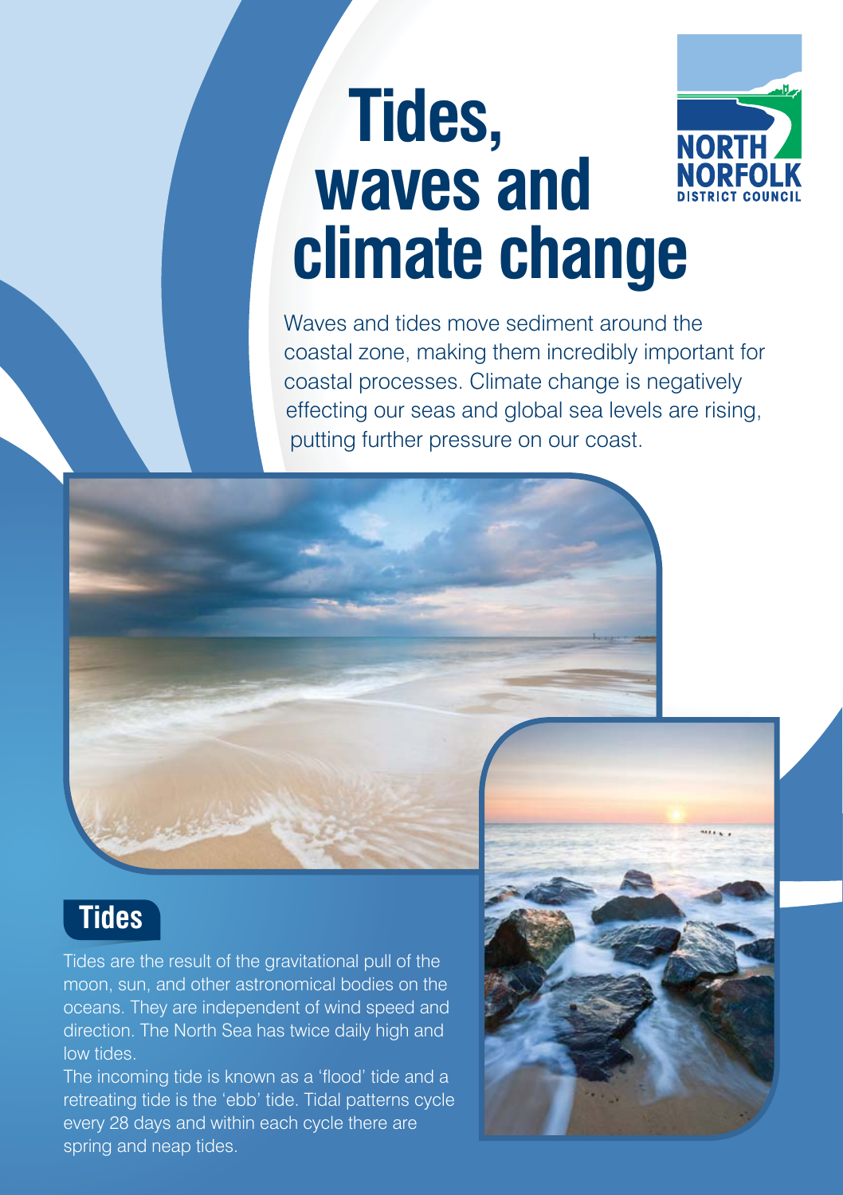# Tides, waves and climate change

NORTH NORFOLK DISTRICT COUNCIL

Waves and tides move sediment around the coastal zone, making them incredibly important for coastal processes. Climate change is negatively effecting our seas and global sea levels are rising, putting further pressure on our coast.

## Tides

Tides are the result of the gravitational pull of the moon, sun, and other astronomical bodies on the oceans. They are independent of wind speed and direction. The North Sea has twice daily high and low tides.

The incoming tide is known as a 'flood' tide and a retreating tide is the 'ebb' tide. Tidal patterns cycle every 28 days and within each cycle there are spring and neap tides.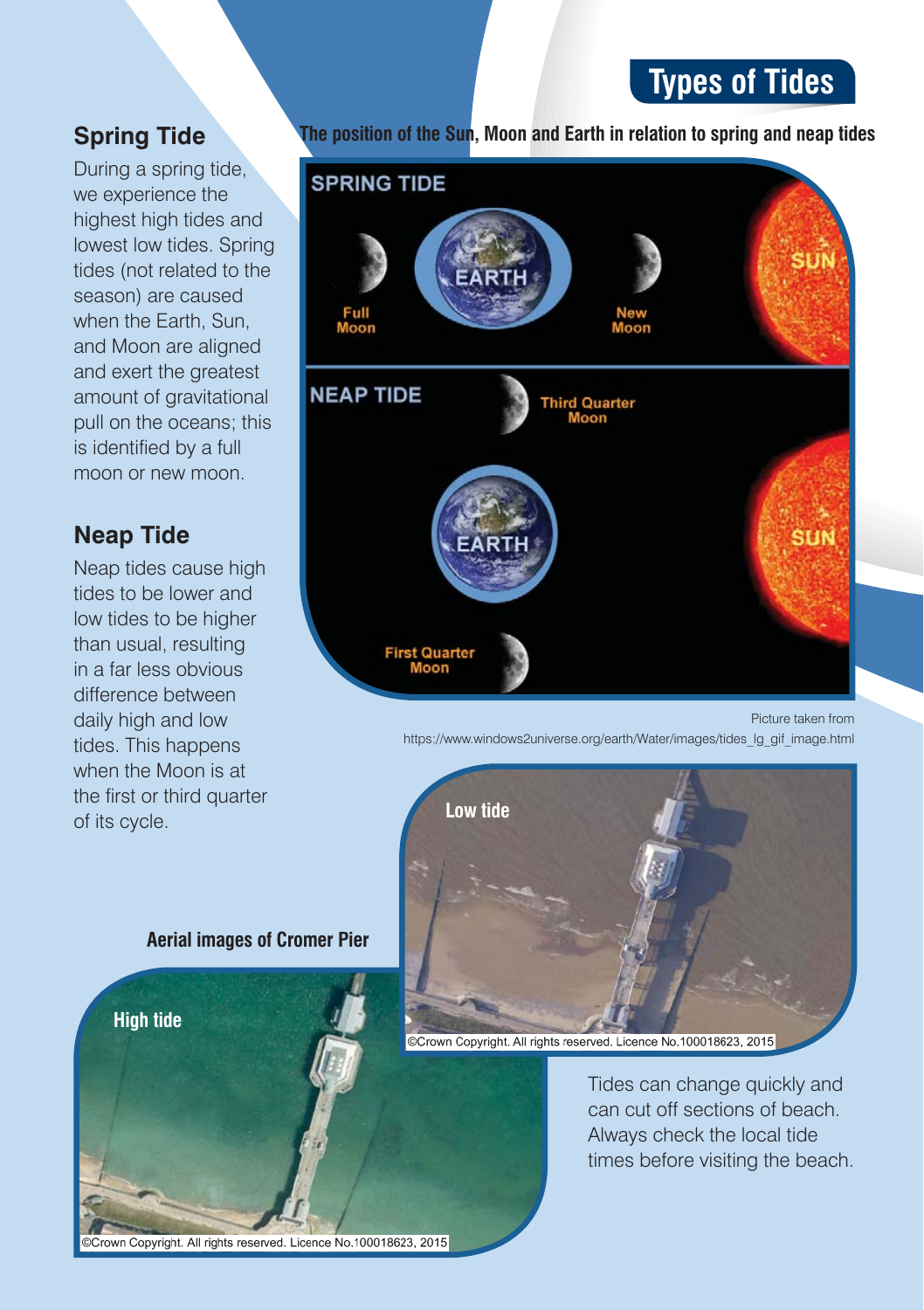# Types of Tides

## Spring Tide

During a spring tide, we experience the highest high tides and lowest low tides. Spring tides (not related to the season) are caused when the Earth, Sun, and Moon are aligned and exert the greatest amount of gravitational pull on the oceans; this is identified by a full moon or new moon.

## Neap Tide

Neap tides cause high tides to be lower and low tides to be higher than usual, resulting in a far less obvious difference between daily high and low tides. This happens when the Moon is at the first or third quarter of its cycle.

**The position of the Sun, Moon and Earth in relation to spring and neap tides**

Picture taken from https://www.windows2universe.org/earth/Water/images/tides_lg_gif_image.html

**Aerial images of Cromer Pier**

©Crown Copyright. All rights reserved. Licence No.100018623, 2015

©Crown Copyright. All rights reserved. Licence No.100018623, 2015

Tides can change quickly and can cut off sections of beach. Always check the local tide times before visiting the beach.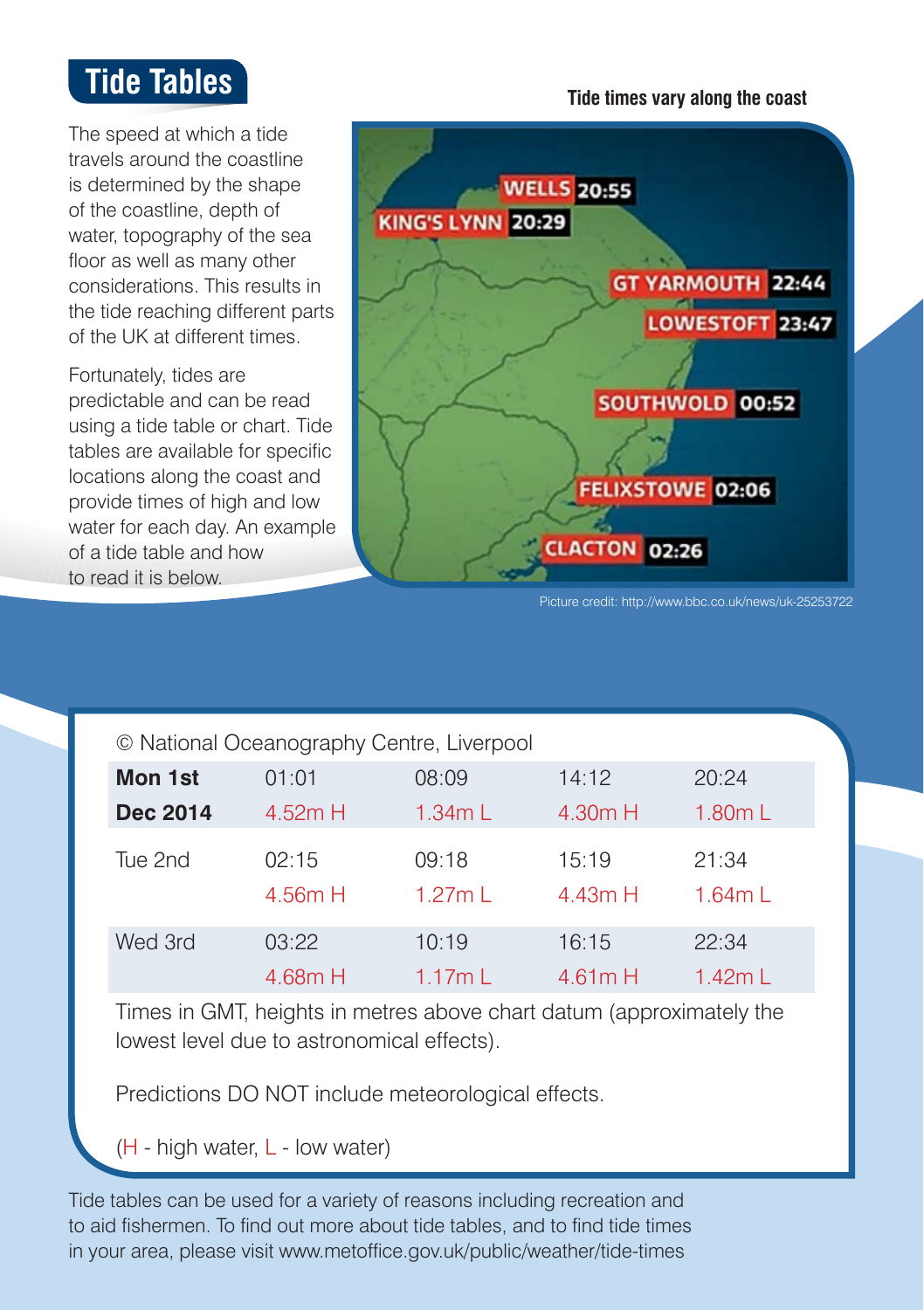# Tide Tables

The speed at which a tide travels around the coastline is determined by the shape of the coastline, depth of water, topography of the sea floor as well as many other considerations. This results in the tide reaching different parts of the UK at different times.

Fortunately, tides are predictable and can be read using a tide table or chart. Tide tables are available for specific locations along the coast and provide times of high and low water for each day. An example of a tide table and how to read it is below.

**Tide times vary along the coast**

WELLS 20:55
KING'S LYNN 20:29
GT YARMOUTH 22:44
LOWESTOFT 23:47
SOUTHWOLD 00:52
FELIXSTOWE 02:06
CLACTON 02:26

Picture credit: http://www.bbc.co.uk/news/uk-25253722

© National Oceanography Centre, Liverpool

| | | | | |
|---|---|---|---|---|
| **Mon 1st Dec 2014** | 01:01 4.52m H | 08:09 1.34m L | 14:12 4.30m H | 20:24 1.80m L |
| Tue 2nd | 02:15 4.56m H | 09:18 1.27m L | 15:19 4.43m H | 21:34 1.64m L |
| Wed 3rd | 03:22 4.68m H | 10:19 1.17m L | 16:15 4.61m H | 22:34 1.42m L |

Times in GMT, heights in metres above chart datum (approximately the lowest level due to astronomical effects).

Predictions DO NOT include meteorological effects.

(H - high water, L - low water)

Tide tables can be used for a variety of reasons including recreation and to aid fishermen. To find out more about tide tables, and to find tide times in your area, please visit www.metoffice.gov.uk/public/weather/tide-times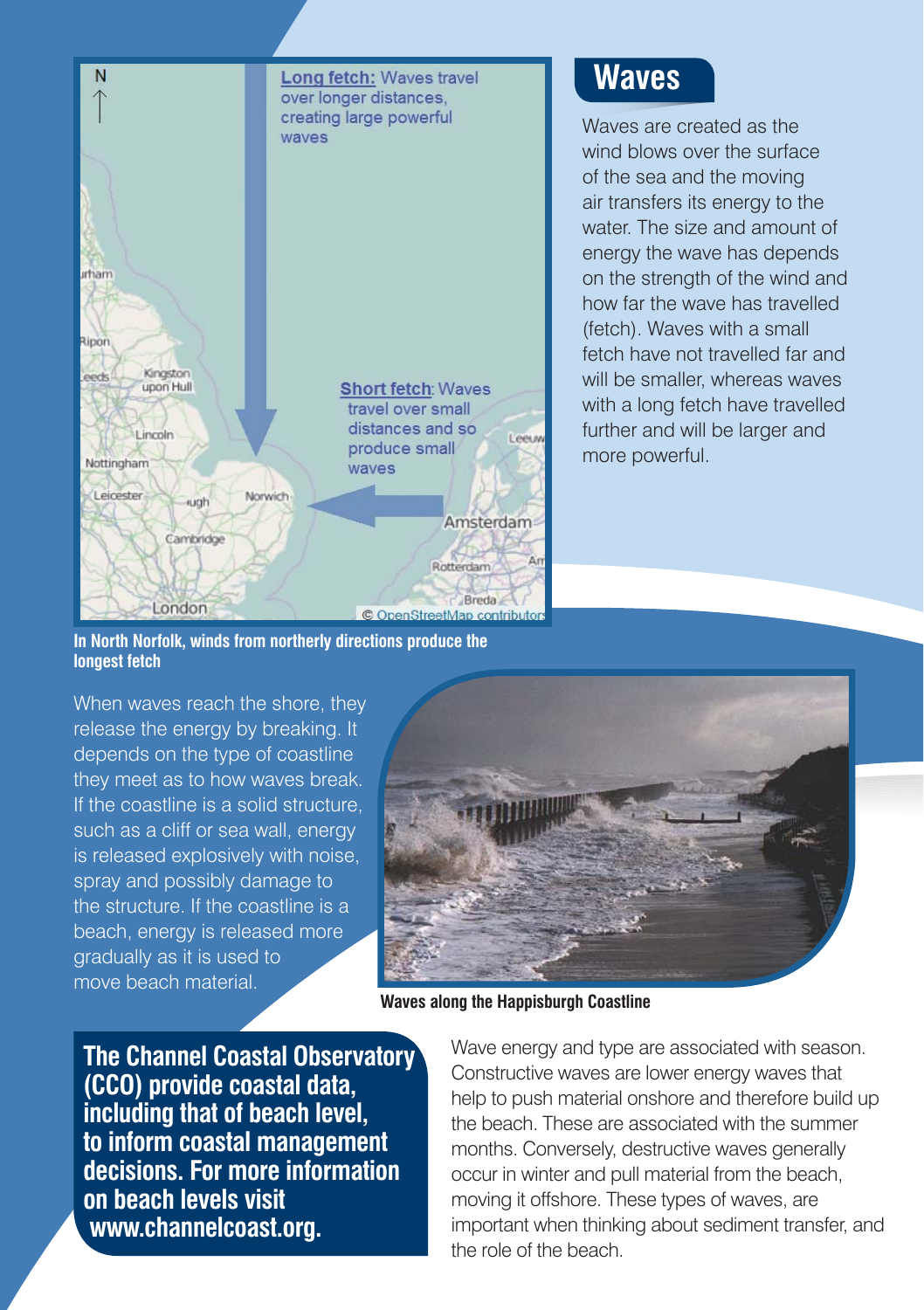## Waves

Waves are created as the wind blows over the surface of the sea and the moving air transfers its energy to the water. The size and amount of energy the wave has depends on the strength of the wind and how far the wave has travelled (fetch). Waves with a small fetch have not travelled far and will be smaller, whereas waves with a long fetch have travelled further and will be larger and more powerful.

**Long fetch:** Waves travel over longer distances, creating large powerful waves

**Short fetch:** Waves travel over small distances and so produce small waves

© OpenStreetMap contributors

**In North Norfolk, winds from northerly directions produce the longest fetch**

When waves reach the shore, they release the energy by breaking. It depends on the type of coastline they meet as to how waves break. If the coastline is a solid structure, such as a cliff or sea wall, energy is released explosively with noise, spray and possibly damage to the structure. If the coastline is a beach, energy is released more gradually as it is used to move beach material.

**Waves along the Happisburgh Coastline**

**The Channel Coastal Observatory (CCO) provide coastal data, including that of beach level, to inform coastal management decisions. For more information on beach levels visit www.channelcoast.org.**

Wave energy and type are associated with season. Constructive waves are lower energy waves that help to push material onshore and therefore build up the beach. These are associated with the summer months. Conversely, destructive waves generally occur in winter and pull material from the beach, moving it offshore. These types of waves, are important when thinking about sediment transfer, and the role of the beach.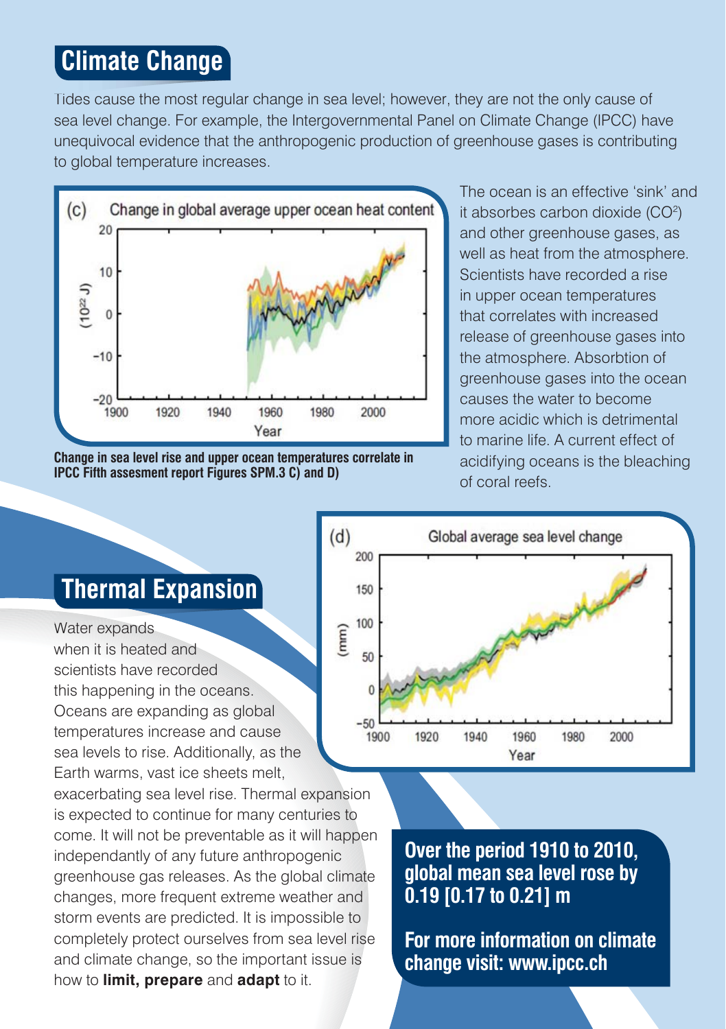## Climate Change

Tides cause the most regular change in sea level; however, they are not the only cause of sea level change. For example, the Intergovernmental Panel on Climate Change (IPCC) have unequivocal evidence that the anthropogenic production of greenhouse gases is contributing to global temperature increases.

**Change in sea level rise and upper ocean temperatures correlate in IPCC Fifth assesment report Figures SPM.3 C) and D)**

The ocean is an effective 'sink' and it absorbes carbon dioxide ($CO^2$) and other greenhouse gases, as well as heat from the atmosphere. Scientists have recorded a rise in upper ocean temperatures that correlates with increased release of greenhouse gases into the atmosphere. Absorbtion of greenhouse gases into the ocean causes the water to become more acidic which is detrimental to marine life. A current effect of acidifying oceans is the bleaching of coral reefs.

## Thermal Expansion

Water expands when it is heated and scientists have recorded this happening in the oceans. Oceans are expanding as global temperatures increase and cause sea levels to rise. Additionally, as the Earth warms, vast ice sheets melt, exacerbating sea level rise. Thermal expansion is expected to continue for many centuries to come. It will not be preventable as it will happen independantly of any future anthropogenic greenhouse gas releases. As the global climate changes, more frequent extreme weather and storm events are predicted. It is impossible to completely protect ourselves from sea level rise and climate change, so the important issue is how to **limit, prepare** and **adapt** to it.

**Over the period 1910 to 2010, global mean sea level rose by 0.19 [0.17 to 0.21] m**

**For more information on climate change visit: www.ipcc.ch**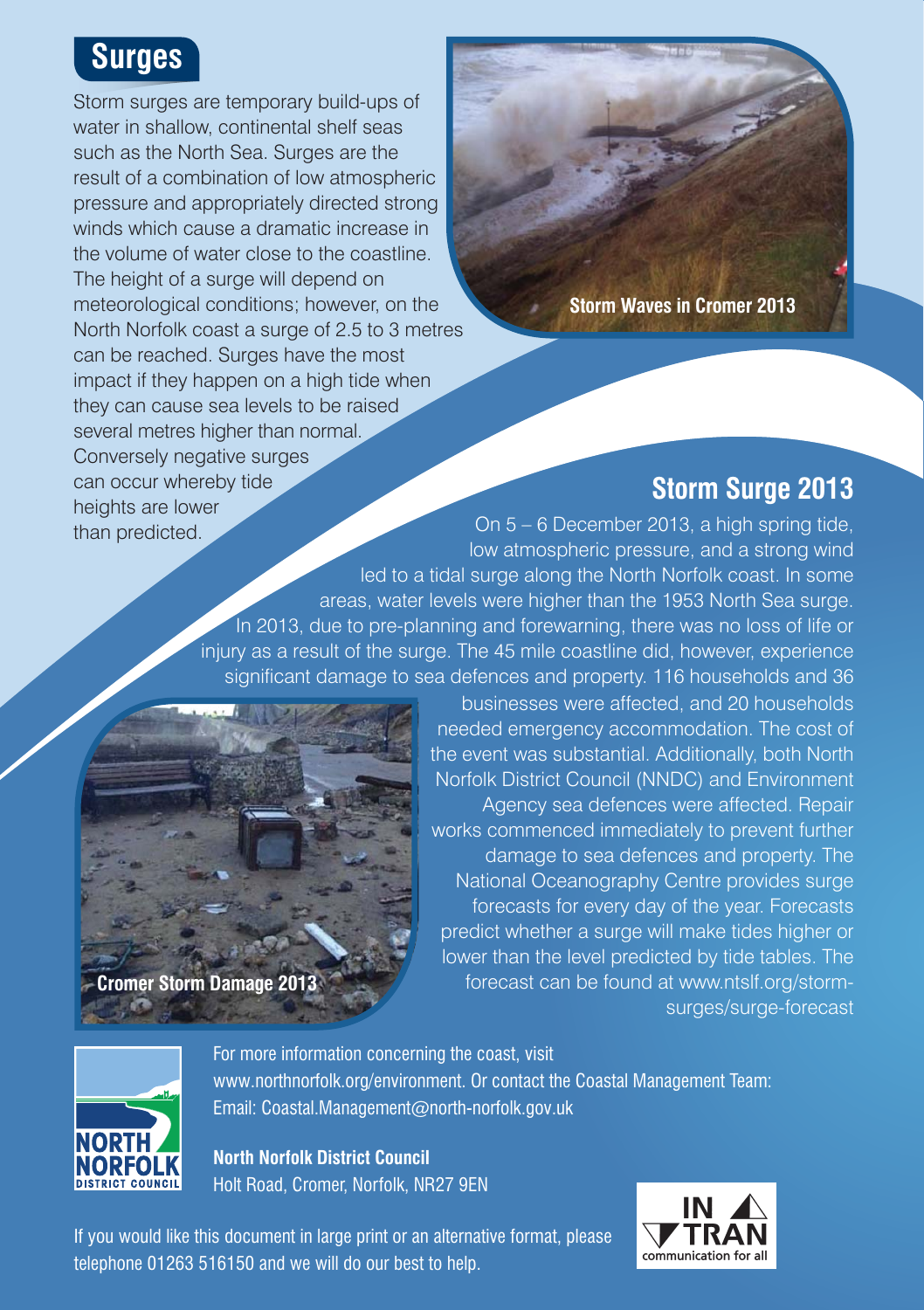## Surges

Storm surges are temporary build-ups of water in shallow, continental shelf seas such as the North Sea. Surges are the result of a combination of low atmospheric pressure and appropriately directed strong winds which cause a dramatic increase in the volume of water close to the coastline. The height of a surge will depend on meteorological conditions; however, on the North Norfolk coast a surge of 2.5 to 3 metres can be reached. Surges have the most impact if they happen on a high tide when they can cause sea levels to be raised several metres higher than normal. Conversely negative surges can occur whereby tide heights are lower than predicted.

**Storm Waves in Cromer 2013**

## Storm Surge 2013

On 5 – 6 December 2013, a high spring tide, low atmospheric pressure, and a strong wind led to a tidal surge along the North Norfolk coast. In some areas, water levels were higher than the 1953 North Sea surge. In 2013, due to pre-planning and forewarning, there was no loss of life or injury as a result of the surge. The 45 mile coastline did, however, experience significant damage to sea defences and property. 116 households and 36 businesses were affected, and 20 households needed emergency accommodation. The cost of the event was substantial. Additionally, both North Norfolk District Council (NNDC) and Environment Agency sea defences were affected. Repair works commenced immediately to prevent further damage to sea defences and property. The National Oceanography Centre provides surge forecasts for every day of the year. Forecasts predict whether a surge will make tides higher or lower than the level predicted by tide tables. The forecast can be found at www.ntslf.org/storm-surges/surge-forecast

**Cromer Storm Damage 2013**

For more information concerning the coast, visit www.northnorfolk.org/environment. Or contact the Coastal Management Team: Email: Coastal.Management@north-norfolk.gov.uk

**North Norfolk District Council**
Holt Road, Cromer, Norfolk, NR27 9EN

If you would like this document in large print or an alternative format, please telephone 01263 516150 and we will do our best to help.